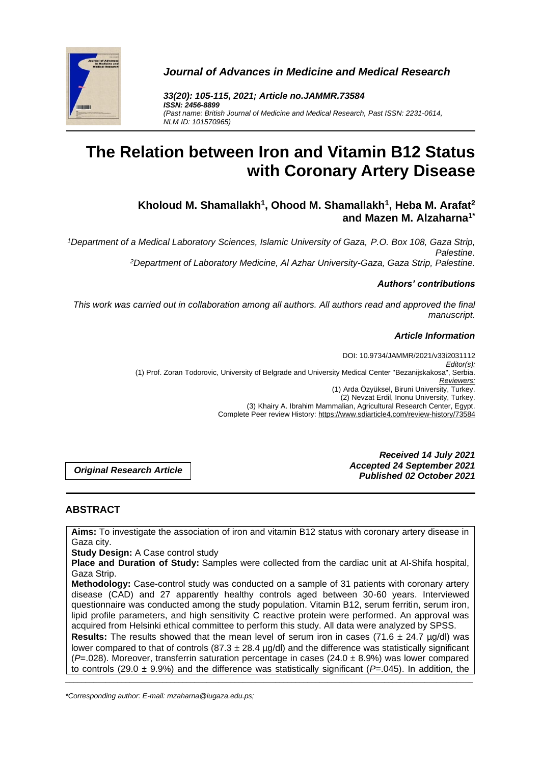*Journal of Advances in Medicine and Medical Research*

*33(20): 105-115, 2021; Article no.JAMMR.73584*
*ISSN: 2456-8899*
*(Past name: British Journal of Medicine and Medical Research, Past ISSN: 2231-0614, NLM ID: 101570965)*

# The Relation between Iron and Vitamin B12 Status with Coronary Artery Disease

**Kholoud M. Shamallakh[1], Ohood M. Shamallakh[1], Heba M. Arafat[2] and Mazen M. Alzaharna[1*]**

[1]*Department of a Medical Laboratory Sciences, Islamic University of Gaza, P.O. Box 108, Gaza Strip, Palestine.*
[2]*Department of Laboratory Medicine, Al Azhar University-Gaza, Gaza Strip, Palestine.*

***Authors' contributions***

*This work was carried out in collaboration among all authors. All authors read and approved the final manuscript.*

***Article Information***

DOI: 10.9734/JAMMR/2021/v33i2031112
*Editor(s):*
(1) Prof. Zoran Todorovic, University of Belgrade and University Medical Center "Bezanijskakosa", Serbia.
*Reviewers:*
(1) Arda Özyüksel, Biruni University, Turkey.
(2) Nevzat Erdil, Inonu University, Turkey.
(3) Khairy A. Ibrahim Mammalian, Agricultural Research Center, Egypt.
Complete Peer review History: https://www.sdiarticle4.com/review-history/73584

**Original Research Article**

***Received 14 July 2021***
***Accepted 24 September 2021***
***Published 02 October 2021***

## ABSTRACT

**Aims:** To investigate the association of iron and vitamin B12 status with coronary artery disease in Gaza city.

**Study Design:** A Case control study

**Place and Duration of Study:** Samples were collected from the cardiac unit at Al-Shifa hospital, Gaza Strip.

**Methodology:** Case-control study was conducted on a sample of 31 patients with coronary artery disease (CAD) and 27 apparently healthy controls aged between 30-60 years. Interviewed questionnaire was conducted among the study population. Vitamin B12, serum ferritin, serum iron, lipid profile parameters, and high sensitivity C reactive protein were performed. An approval was acquired from Helsinki ethical committee to perform this study. All data were analyzed by SPSS.

**Results:** The results showed that the mean level of serum iron in cases (71.6 ± 24.7 µg/dl) was lower compared to that of controls (87.3 ± 28.4 µg/dl) and the difference was statistically significant (*P*=.028). Moreover, transferrin saturation percentage in cases (24.0 ± 8.9%) was lower compared to controls (29.0 ± 9.9%) and the difference was statistically significant (*P*=.045). In addition, the

*\*Corresponding author: E-mail: mzaharna@iugaza.edu.ps;*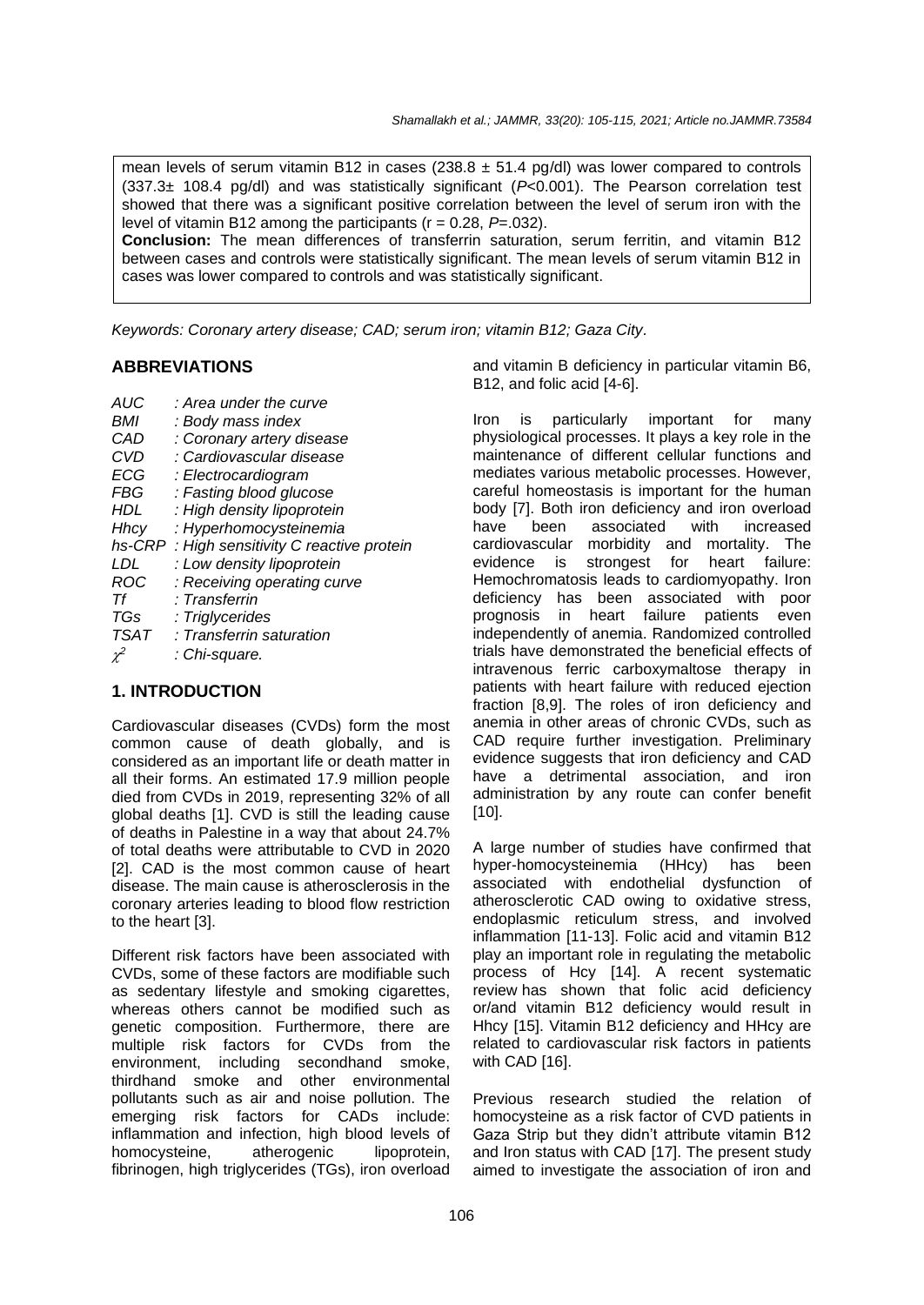mean levels of serum vitamin B12 in cases (238.8 ± 51.4 pg/dl) was lower compared to controls (337.3± 108.4 pg/dl) and was statistically significant (*P*<0.001). The Pearson correlation test showed that there was a significant positive correlation between the level of serum iron with the level of vitamin B12 among the participants (r = 0.28, *P*=.032).

**Conclusion:** The mean differences of transferrin saturation, serum ferritin, and vitamin B12 between cases and controls were statistically significant. The mean levels of serum vitamin B12 in cases was lower compared to controls and was statistically significant.

*Keywords: Coronary artery disease; CAD; serum iron; vitamin B12; Gaza City.*

## ABBREVIATIONS

*AUC : Area under the curve*
*BMI : Body mass index*
*CAD : Coronary artery disease*
*CVD : Cardiovascular disease*
*ECG : Electrocardiogram*
*FBG : Fasting blood glucose*
*HDL : High density lipoprotein*
*Hhcy : Hyperhomocysteinemia*
*hs-CRP : High sensitivity C reactive protein*
*LDL : Low density lipoprotein*
*ROC : Receiving operating curve*
*Tf : Transferrin*
*TGs : Triglycerides*
*TSAT : Transferrin saturation*
$\chi^2$ *: Chi-square.*

## 1. INTRODUCTION

Cardiovascular diseases (CVDs) form the most common cause of death globally, and is considered as an important life or death matter in all their forms. An estimated 17.9 million people died from CVDs in 2019, representing 32% of all global deaths [1]. CVD is still the leading cause of deaths in Palestine in a way that about 24.7% of total deaths were attributable to CVD in 2020 [2]. CAD is the most common cause of heart disease. The main cause is atherosclerosis in the coronary arteries leading to blood flow restriction to the heart [3].

Different risk factors have been associated with CVDs, some of these factors are modifiable such as sedentary lifestyle and smoking cigarettes, whereas others cannot be modified such as genetic composition. Furthermore, there are multiple risk factors for CVDs from the environment, including secondhand smoke, thirdhand smoke and other environmental pollutants such as air and noise pollution. The emerging risk factors for CADs include: inflammation and infection, high blood levels of homocysteine, atherogenic lipoprotein, fibrinogen, high triglycerides (TGs), iron overload and vitamin B deficiency in particular vitamin B6, B12, and folic acid [4-6].

Iron is particularly important for many physiological processes. It plays a key role in the maintenance of different cellular functions and mediates various metabolic processes. However, careful homeostasis is important for the human body [7]. Both iron deficiency and iron overload have been associated with increased cardiovascular morbidity and mortality. The evidence is strongest for heart failure: Hemochromatosis leads to cardiomyopathy. Iron deficiency has been associated with poor prognosis in heart failure patients even independently of anemia. Randomized controlled trials have demonstrated the beneficial effects of intravenous ferric carboxymaltose therapy in patients with heart failure with reduced ejection fraction [8,9]. The roles of iron deficiency and anemia in other areas of chronic CVDs, such as CAD require further investigation. Preliminary evidence suggests that iron deficiency and CAD have a detrimental association, and iron administration by any route can confer benefit [10].

A large number of studies have confirmed that hyper-homocysteinemia (HHcy) has been associated with endothelial dysfunction of atherosclerotic CAD owing to oxidative stress, endoplasmic reticulum stress, and involved inflammation [11-13]. Folic acid and vitamin B12 play an important role in regulating the metabolic process of Hcy [14]. A recent systematic review has shown that folic acid deficiency or/and vitamin B12 deficiency would result in Hhcy [15]. Vitamin B12 deficiency and HHcy are related to cardiovascular risk factors in patients with CAD [16].

Previous research studied the relation of homocysteine as a risk factor of CVD patients in Gaza Strip but they didn't attribute vitamin B12 and Iron status with CAD [17]. The present study aimed to investigate the association of iron and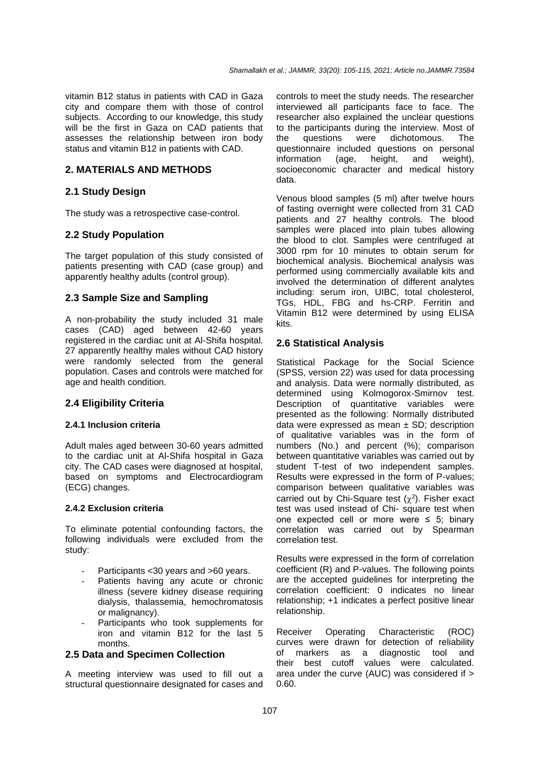vitamin B12 status in patients with CAD in Gaza city and compare them with those of control subjects. According to our knowledge, this study will be the first in Gaza on CAD patients that assesses the relationship between iron body status and vitamin B12 in patients with CAD.

## 2. MATERIALS AND METHODS

### 2.1 Study Design

The study was a retrospective case-control.

### 2.2 Study Population

The target population of this study consisted of patients presenting with CAD (case group) and apparently healthy adults (control group).

### 2.3 Sample Size and Sampling

A non-probability the study included 31 male cases (CAD) aged between 42-60 years registered in the cardiac unit at Al-Shifa hospital. 27 apparently healthy males without CAD history were randomly selected from the general population. Cases and controls were matched for age and health condition.

### 2.4 Eligibility Criteria

#### 2.4.1 Inclusion criteria

Adult males aged between 30-60 years admitted to the cardiac unit at Al-Shifa hospital in Gaza city. The CAD cases were diagnosed at hospital, based on symptoms and Electrocardiogram (ECG) changes.

#### 2.4.2 Exclusion criteria

To eliminate potential confounding factors, the following individuals were excluded from the study:

- Participants <30 years and >60 years.
- Patients having any acute or chronic illness (severe kidney disease requiring dialysis, thalassemia, hemochromatosis or malignancy).
- Participants who took supplements for iron and vitamin B12 for the last 5 months.

### 2.5 Data and Specimen Collection

A meeting interview was used to fill out a structural questionnaire designated for cases and controls to meet the study needs. The researcher interviewed all participants face to face. The researcher also explained the unclear questions to the participants during the interview. Most of the questions were dichotomous. The questionnaire included questions on personal information (age, height, and weight), socioeconomic character and medical history data.

Venous blood samples (5 ml) after twelve hours of fasting overnight were collected from 31 CAD patients and 27 healthy controls. The blood samples were placed into plain tubes allowing the blood to clot. Samples were centrifuged at 3000 rpm for 10 minutes to obtain serum for biochemical analysis. Biochemical analysis was performed using commercially available kits and involved the determination of different analytes including: serum iron, UIBC, total cholesterol, TGs, HDL, FBG and hs-CRP. Ferritin and Vitamin B12 were determined by using ELISA kits.

### 2.6 Statistical Analysis

Statistical Package for the Social Science (SPSS, version 22) was used for data processing and analysis. Data were normally distributed, as determined using Kolmogorox-Smirnov test. Description of quantitative variables were presented as the following: Normally distributed data were expressed as mean ± SD; description of qualitative variables was in the form of numbers (No.) and percent (%); comparison between quantitative variables was carried out by student T-test of two independent samples. Results were expressed in the form of P-values; comparison between qualitative variables was carried out by Chi-Square test ($\chi^2$). Fisher exact test was used instead of Chi- square test when one expected cell or more were ≤ 5; binary correlation was carried out by Spearman correlation test.

Results were expressed in the form of correlation coefficient (R) and P-values. The following points are the accepted guidelines for interpreting the correlation coefficient: 0 indicates no linear relationship; +1 indicates a perfect positive linear relationship.

Receiver Operating Characteristic (ROC) curves were drawn for detection of reliability of markers as a diagnostic tool and their best cutoff values were calculated. area under the curve (AUC) was considered if > 0.60.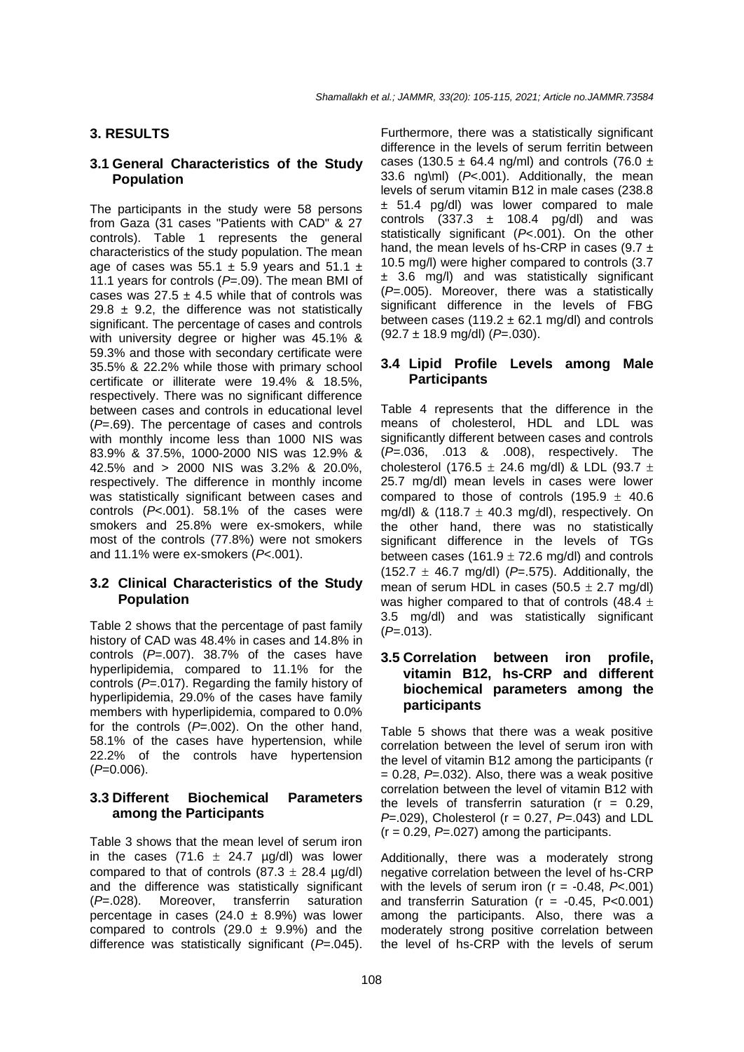## 3. RESULTS

### 3.1 General Characteristics of the Study Population

The participants in the study were 58 persons from Gaza (31 cases "Patients with CAD" & 27 controls). Table 1 represents the general characteristics of the study population. The mean age of cases was 55.1 ± 5.9 years and 51.1 ± 11.1 years for controls (*P*=.09). The mean BMI of cases was 27.5 ± 4.5 while that of controls was 29.8 ± 9.2, the difference was not statistically significant. The percentage of cases and controls with university degree or higher was 45.1% & 59.3% and those with secondary certificate were 35.5% & 22.2% while those with primary school certificate or illiterate were 19.4% & 18.5%, respectively. There was no significant difference between cases and controls in educational level (*P*=.69). The percentage of cases and controls with monthly income less than 1000 NIS was 83.9% & 37.5%, 1000-2000 NIS was 12.9% & 42.5% and > 2000 NIS was 3.2% & 20.0%, respectively. The difference in monthly income was statistically significant between cases and controls (*P*<.001). 58.1% of the cases were smokers and 25.8% were ex-smokers, while most of the controls (77.8%) were not smokers and 11.1% were ex-smokers (*P*<.001).

### 3.2 Clinical Characteristics of the Study Population

Table 2 shows that the percentage of past family history of CAD was 48.4% in cases and 14.8% in controls (*P*=.007). 38.7% of the cases have hyperlipidemia, compared to 11.1% for the controls (*P*=.017). Regarding the family history of hyperlipidemia, 29.0% of the cases have family members with hyperlipidemia, compared to 0.0% for the controls (*P*=.002). On the other hand, 58.1% of the cases have hypertension, while 22.2% of the controls have hypertension (*P*=0.006).

### 3.3 Different Biochemical Parameters among the Participants

Table 3 shows that the mean level of serum iron in the cases (71.6 ± 24.7 µg/dl) was lower compared to that of controls (87.3 ± 28.4 µg/dl) and the difference was statistically significant (*P*=.028). Moreover, transferrin saturation percentage in cases (24.0 ± 8.9%) was lower compared to controls (29.0 ± 9.9%) and the difference was statistically significant (*P*=.045). Furthermore, there was a statistically significant difference in the levels of serum ferritin between cases (130.5 ± 64.4 ng/ml) and controls (76.0 ± 33.6 ng\ml) (*P*<.001). Additionally, the mean levels of serum vitamin B12 in male cases (238.8 ± 51.4 pg/dl) was lower compared to male controls (337.3 ± 108.4 pg/dl) and was statistically significant (*P*<.001). On the other hand, the mean levels of hs-CRP in cases (9.7 ± 10.5 mg/l) were higher compared to controls (3.7 ± 3.6 mg/l) and was statistically significant (*P*=.005). Moreover, there was a statistically significant difference in the levels of FBG between cases (119.2 ± 62.1 mg/dl) and controls (92.7 ± 18.9 mg/dl) (*P*=.030).

### 3.4 Lipid Profile Levels among Male Participants

Table 4 represents that the difference in the means of cholesterol, HDL and LDL was significantly different between cases and controls (*P*=.036, .013 & .008), respectively. The cholesterol (176.5 ± 24.6 mg/dl) & LDL (93.7 ± 25.7 mg/dl) mean levels in cases were lower compared to those of controls (195.9 ± 40.6 mg/dl) & (118.7 ± 40.3 mg/dl), respectively. On the other hand, there was no statistically significant difference in the levels of TGs between cases (161.9 ± 72.6 mg/dl) and controls (152.7 ± 46.7 mg/dl) (*P*=.575). Additionally, the mean of serum HDL in cases (50.5 ± 2.7 mg/dl) was higher compared to that of controls (48.4 ± 3.5 mg/dl) and was statistically significant (*P*=.013).

### 3.5 Correlation between iron profile, vitamin B12, hs-CRP and different biochemical parameters among the participants

Table 5 shows that there was a weak positive correlation between the level of serum iron with the level of vitamin B12 among the participants (r = 0.28, *P*=.032). Also, there was a weak positive correlation between the level of vitamin B12 with the levels of transferrin saturation (r = 0.29, *P*=.029), Cholesterol (r = 0.27, *P*=.043) and LDL (r = 0.29, *P*=.027) among the participants.

Additionally, there was a moderately strong negative correlation between the level of hs-CRP with the levels of serum iron (r = -0.48, *P*<.001) and transferrin Saturation (r = -0.45, P<0.001) among the participants. Also, there was a moderately strong positive correlation between the level of hs-CRP with the levels of serum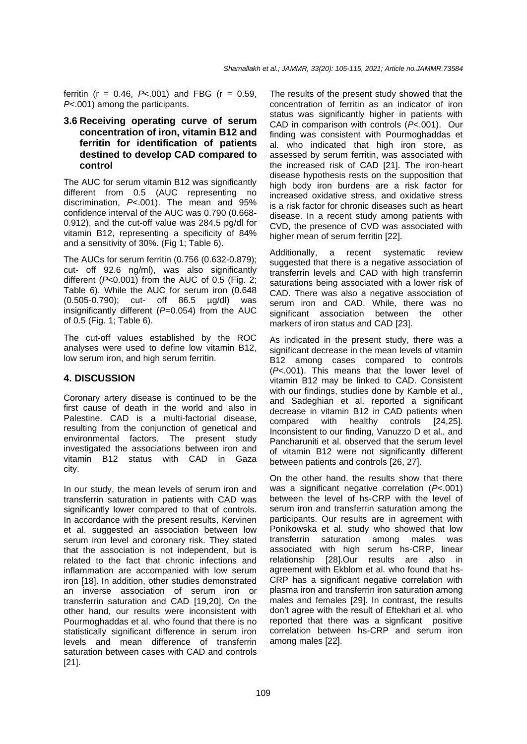ferritin (r = 0.46, *P*<.001) and FBG (r = 0.59, *P*<.001) among the participants.

### 3.6 Receiving operating curve of serum concentration of iron, vitamin B12 and ferritin for identification of patients destined to develop CAD compared to control

The AUC for serum vitamin B12 was significantly different from 0.5 (AUC representing no discrimination, *P*<.001). The mean and 95% confidence interval of the AUC was 0.790 (0.668-0.912), and the cut-off value was 284.5 pg/dl for vitamin B12, representing a specificity of 84% and a sensitivity of 30%. (Fig 1; Table 6).

The AUCs for serum ferritin (0.756 (0.632-0.879); cut- off 92.6 ng/ml), was also significantly different (*P*<0.001) from the AUC of 0.5 (Fig. 2; Table 6). While the AUC for serum iron (0.648 (0.505-0.790); cut- off 86.5 µg/dl) was insignificantly different (*P*=0.054) from the AUC of 0.5 (Fig. 1; Table 6).

The cut-off values established by the ROC analyses were used to define low vitamin B12, low serum iron, and high serum ferritin.

## 4. DISCUSSION

Coronary artery disease is continued to be the first cause of death in the world and also in Palestine. CAD is a multi-factorial disease, resulting from the conjunction of genetical and environmental factors. The present study investigated the associations between iron and vitamin B12 status with CAD in Gaza city.

In our study, the mean levels of serum iron and transferrin saturation in patients with CAD was significantly lower compared to that of controls. In accordance with the present results, Kervinen et al. suggested an association between low serum iron level and coronary risk. They stated that the association is not independent, but is related to the fact that chronic infections and inflammation are accompanied with low serum iron [18]. In addition, other studies demonstrated an inverse association of serum iron or transferrin saturation and CAD [19,20]. On the other hand, our results were inconsistent with Pourmoghaddas et al. who found that there is no statistically significant difference in serum iron levels and mean difference of transferrin saturation between cases with CAD and controls [21].

The results of the present study showed that the concentration of ferritin as an indicator of iron status was significantly higher in patients with CAD in comparison with controls (*P*<.001). Our finding was consistent with Pourmoghaddas et al. who indicated that high iron store, as assessed by serum ferritin, was associated with the increased risk of CAD [21]. The iron-heart disease hypothesis rests on the supposition that high body iron burdens are a risk factor for increased oxidative stress, and oxidative stress is a risk factor for chronic diseases such as heart disease. In a recent study among patients with CVD, the presence of CVD was associated with higher mean of serum ferritin [22].

Additionally, a recent systematic review suggested that there is a negative association of transferrin levels and CAD with high transferrin saturations being associated with a lower risk of CAD. There was also a negative association of serum iron and CAD. While, there was no significant association between the other markers of iron status and CAD [23].

As indicated in the present study, there was a significant decrease in the mean levels of vitamin B12 among cases compared to controls (*P*<.001). This means that the lower level of vitamin B12 may be linked to CAD. Consistent with our findings, studies done by Kamble et al., and Sadeghian et al. reported a significant decrease in vitamin B12 in CAD patients when compared with healthy controls [24,25]. Inconsistent to our finding, Vanuzzo D et al., and Pancharuniti et al. observed that the serum level of vitamin B12 were not significantly different between patients and controls [26, 27].

On the other hand, the results show that there was a significant negative correlation (*P*<.001) between the level of hs-CRP with the level of serum iron and transferrin saturation among the participants. Our results are in agreement with Ponikowska et al. study who showed that low transferrin saturation among males was associated with high serum hs-CRP, linear relationship [28].Our results are also in agreement with Ekblom et al. who found that hs-CRP has a significant negative correlation with plasma iron and transferrin iron saturation among males and females [29]. In contrast, the results don't agree with the result of Eftekhari et al. who reported that there was a signficant positive correlation between hs-CRP and serum iron among males [22].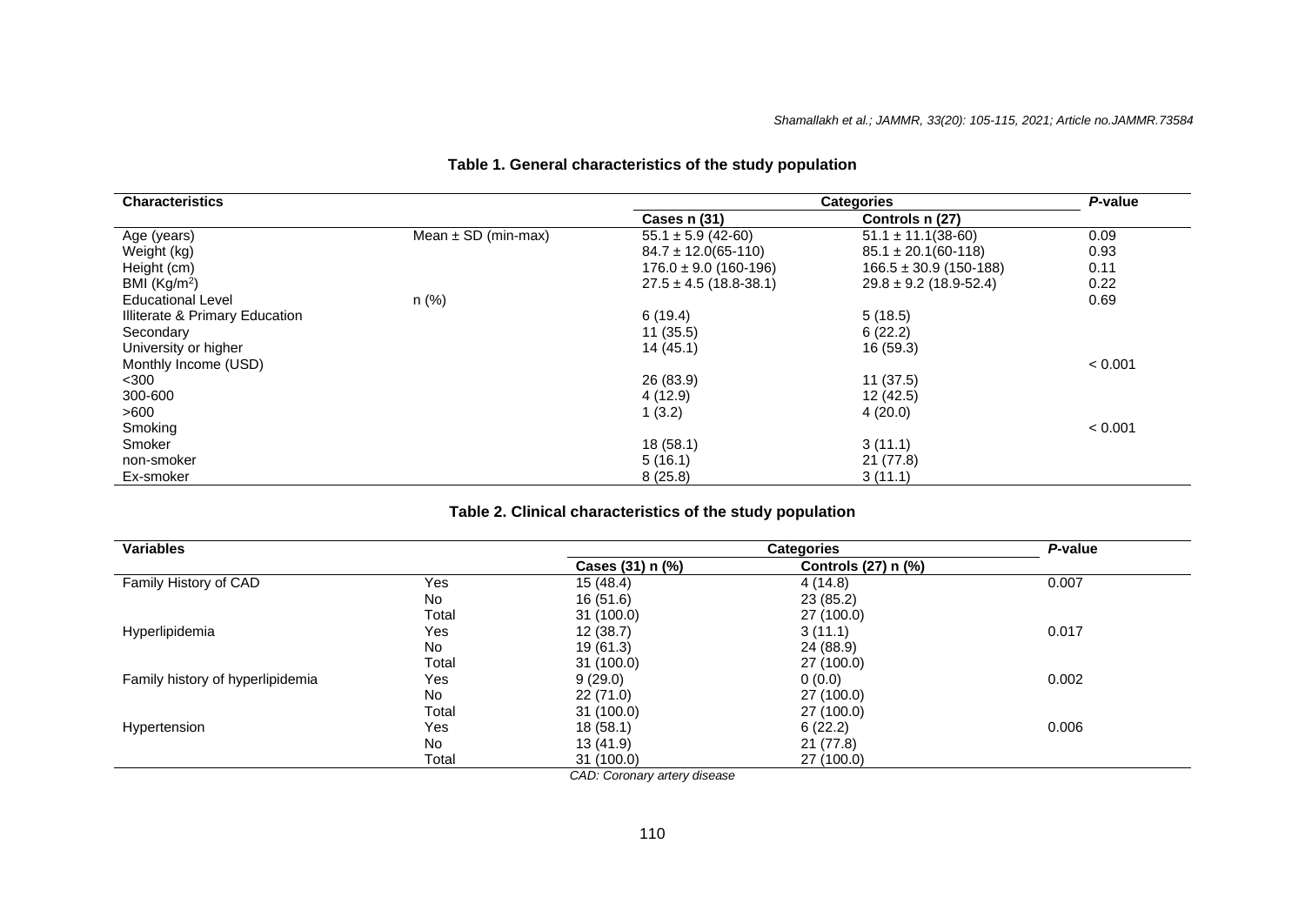**Table 1. General characteristics of the study population**

| Characteristics | | Categories | | *P*-value |
|---|---|---|---|---|
| | | Cases n (31) | Controls n (27) | |
| Age (years) | Mean ± SD (min-max) | 55.1 ± 5.9 (42-60) | 51.1 ± 11.1(38-60) | 0.09 |
| Weight (kg) | | 84.7 ± 12.0(65-110) | 85.1 ± 20.1(60-118) | 0.93 |
| Height (cm) | | 176.0 ± 9.0 (160-196) | 166.5 ± 30.9 (150-188) | 0.11 |
| BMI (Kg/m$^2$) | | 27.5 ± 4.5 (18.8-38.1) | 29.8 ± 9.2 (18.9-52.4) | 0.22 |
| Educational Level | n (%) | | | 0.69 |
| Illiterate & Primary Education | | 6 (19.4) | 5 (18.5) | |
| Secondary | | 11 (35.5) | 6 (22.2) | |
| University or higher | | 14 (45.1) | 16 (59.3) | |
| Monthly Income (USD) | | | | < 0.001 |
| <300 | | 26 (83.9) | 11 (37.5) | |
| 300-600 | | 4 (12.9) | 12 (42.5) | |
| >600 | | 1 (3.2) | 4 (20.0) | |
| Smoking | | | | < 0.001 |
| Smoker | | 18 (58.1) | 3 (11.1) | |
| non-smoker | | 5 (16.1) | 21 (77.8) | |
| Ex-smoker | | 8 (25.8) | 3 (11.1) | |

**Table 2. Clinical characteristics of the study population**

| Variables | | Categories | | *P*-value |
|---|---|---|---|---|
| | | Cases (31) n (%) | Controls (27) n (%) | |
| Family History of CAD | Yes | 15 (48.4) | 4 (14.8) | 0.007 |
| | No | 16 (51.6) | 23 (85.2) | |
| | Total | 31 (100.0) | 27 (100.0) | |
| Hyperlipidemia | Yes | 12 (38.7) | 3 (11.1) | 0.017 |
| | No | 19 (61.3) | 24 (88.9) | |
| | Total | 31 (100.0) | 27 (100.0) | |
| Family history of hyperlipidemia | Yes | 9 (29.0) | 0 (0.0) | 0.002 |
| | No | 22 (71.0) | 27 (100.0) | |
| | Total | 31 (100.0) | 27 (100.0) | |
| Hypertension | Yes | 18 (58.1) | 6 (22.2) | 0.006 |
| | No | 13 (41.9) | 21 (77.8) | |
| | Total | 31 (100.0) | 27 (100.0) | |

*CAD: Coronary artery disease*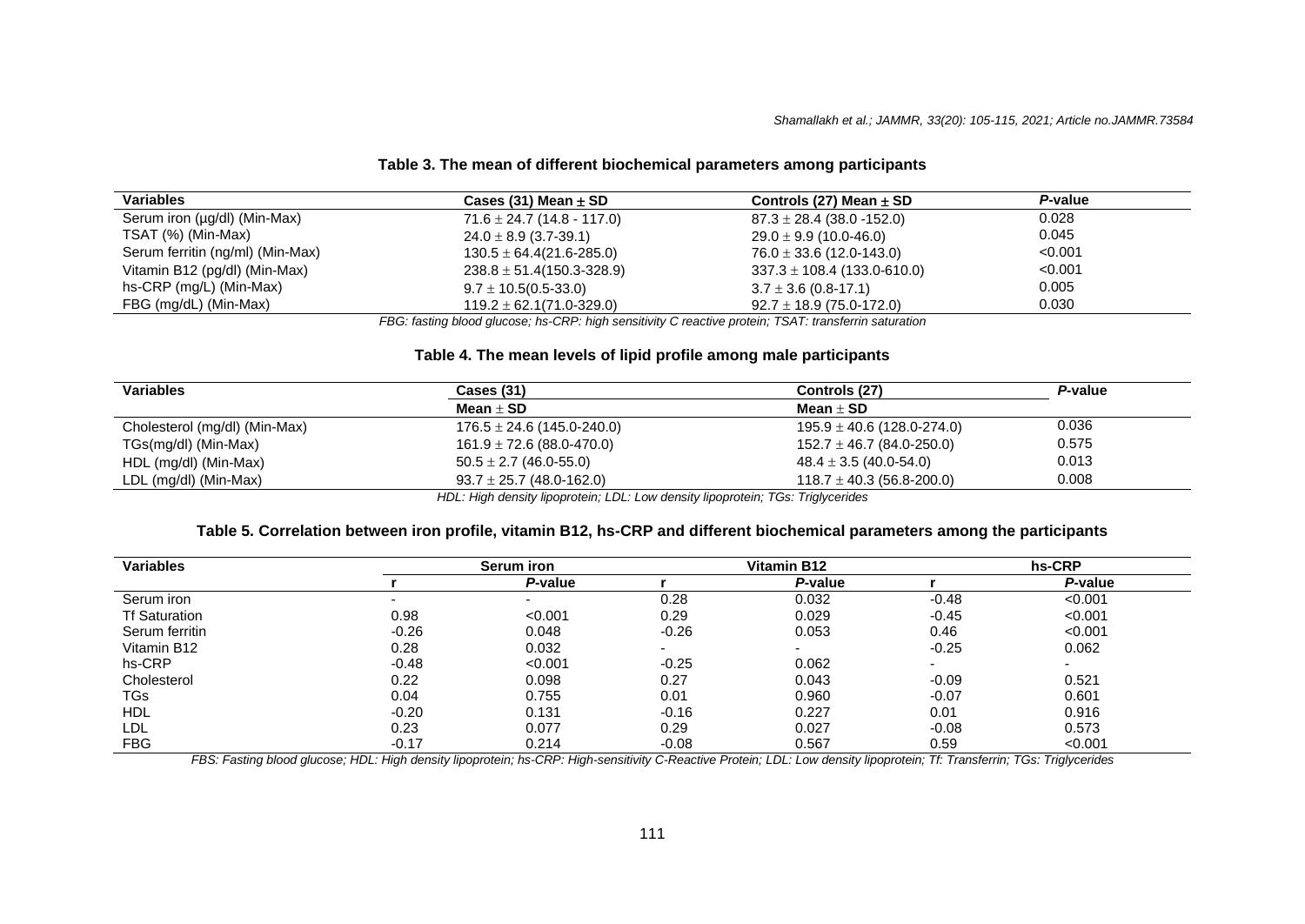**Table 3. The mean of different biochemical parameters among participants**

| Variables | Cases (31) Mean ± SD | Controls (27) Mean ± SD | *P*-value |
|---|---|---|---|
| Serum iron (µg/dl) (Min-Max) | 71.6 ± 24.7 (14.8 - 117.0) | 87.3 ± 28.4 (38.0 -152.0) | 0.028 |
| TSAT (%) (Min-Max) | 24.0 ± 8.9 (3.7-39.1) | 29.0 ± 9.9 (10.0-46.0) | 0.045 |
| Serum ferritin (ng/ml) (Min-Max) | 130.5 ± 64.4(21.6-285.0) | 76.0 ± 33.6 (12.0-143.0) | <0.001 |
| Vitamin B12 (pg/dl) (Min-Max) | 238.8 ± 51.4(150.3-328.9) | 337.3 ± 108.4 (133.0-610.0) | <0.001 |
| hs-CRP (mg/L) (Min-Max) | 9.7 ± 10.5(0.5-33.0) | 3.7 ± 3.6 (0.8-17.1) | 0.005 |
| FBG (mg/dL) (Min-Max) | 119.2 ± 62.1(71.0-329.0) | 92.7 ± 18.9 (75.0-172.0) | 0.030 |

*FBG: fasting blood glucose; hs-CRP: high sensitivity C reactive protein; TSAT: transferrin saturation*

**Table 4. The mean levels of lipid profile among male participants**

| Variables | Cases (31) | Controls (27) | *P*-value |
|---|---|---|---|
| | **Mean ± SD** | **Mean ± SD** | |
| Cholesterol (mg/dl) (Min-Max) | 176.5 ± 24.6 (145.0-240.0) | 195.9 ± 40.6 (128.0-274.0) | 0.036 |
| TGs(mg/dl) (Min-Max) | 161.9 ± 72.6 (88.0-470.0) | 152.7 ± 46.7 (84.0-250.0) | 0.575 |
| HDL (mg/dl) (Min-Max) | 50.5 ± 2.7 (46.0-55.0) | 48.4 ± 3.5 (40.0-54.0) | 0.013 |
| LDL (mg/dl) (Min-Max) | 93.7 ± 25.7 (48.0-162.0) | 118.7 ± 40.3 (56.8-200.0) | 0.008 |

*HDL: High density lipoprotein; LDL: Low density lipoprotein; TGs: Triglycerides*

**Table 5. Correlation between iron profile, vitamin B12, hs-CRP and different biochemical parameters among the participants**

| Variables | Serum iron | | Vitamin B12 | | hs-CRP | |
|---|---|---|---|---|---|---|
| | r | *P*-value | r | *P*-value | r | *P*-value |
| Serum iron | - | - | 0.28 | 0.032 | -0.48 | <0.001 |
| Tf Saturation | 0.98 | <0.001 | 0.29 | 0.029 | -0.45 | <0.001 |
| Serum ferritin | -0.26 | 0.048 | -0.26 | 0.053 | 0.46 | <0.001 |
| Vitamin B12 | 0.28 | 0.032 | - | - | -0.25 | 0.062 |
| hs-CRP | -0.48 | <0.001 | -0.25 | 0.062 | - | - |
| Cholesterol | 0.22 | 0.098 | 0.27 | 0.043 | -0.09 | 0.521 |
| TGs | 0.04 | 0.755 | 0.01 | 0.960 | -0.07 | 0.601 |
| HDL | -0.20 | 0.131 | -0.16 | 0.227 | 0.01 | 0.916 |
| LDL | 0.23 | 0.077 | 0.29 | 0.027 | -0.08 | 0.573 |
| FBG | -0.17 | 0.214 | -0.08 | 0.567 | 0.59 | <0.001 |

*FBS: Fasting blood glucose; HDL: High density lipoprotein; hs-CRP: High-sensitivity C-Reactive Protein; LDL: Low density lipoprotein; Tf: Transferrin; TGs: Triglycerides*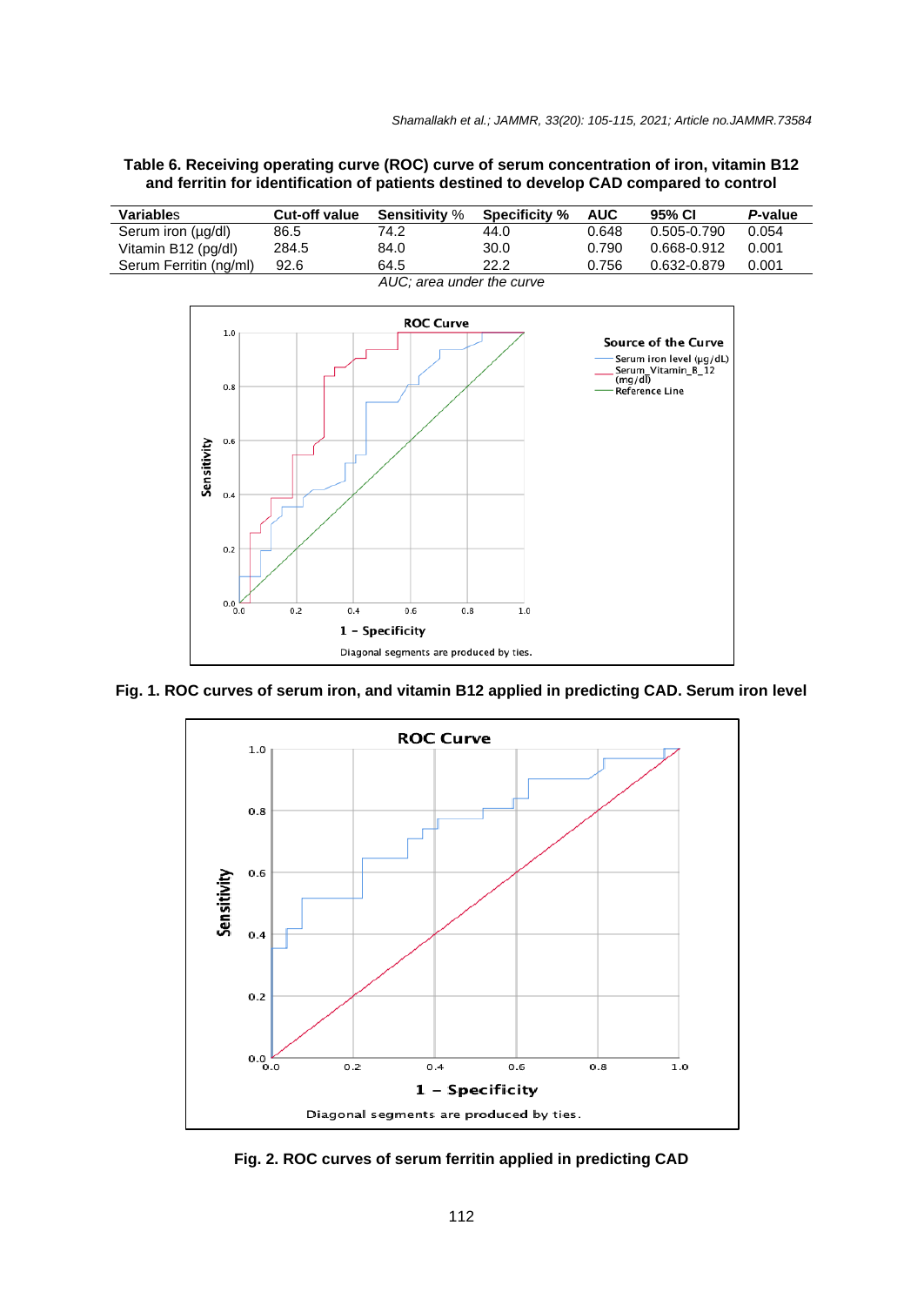**Table 6. Receiving operating curve (ROC) curve of serum concentration of iron, vitamin B12 and ferritin for identification of patients destined to develop CAD compared to control**

| Variables | Cut-off value | Sensitivity % | Specificity % | AUC | 95% CI | *P*-value |
|---|---|---|---|---|---|---|
| Serum iron (µg/dl) | 86.5 | 74.2 | 44.0 | 0.648 | 0.505-0.790 | 0.054 |
| Vitamin B12 (pg/dl) | 284.5 | 84.0 | 30.0 | 0.790 | 0.668-0.912 | 0.001 |
| Serum Ferritin (ng/ml) | 92.6 | 64.5 | 22.2 | 0.756 | 0.632-0.879 | 0.001 |

*AUC; area under the curve*

**Fig. 1. ROC curves of serum iron, and vitamin B12 applied in predicting CAD. Serum iron level**

**Fig. 2. ROC curves of serum ferritin applied in predicting CAD**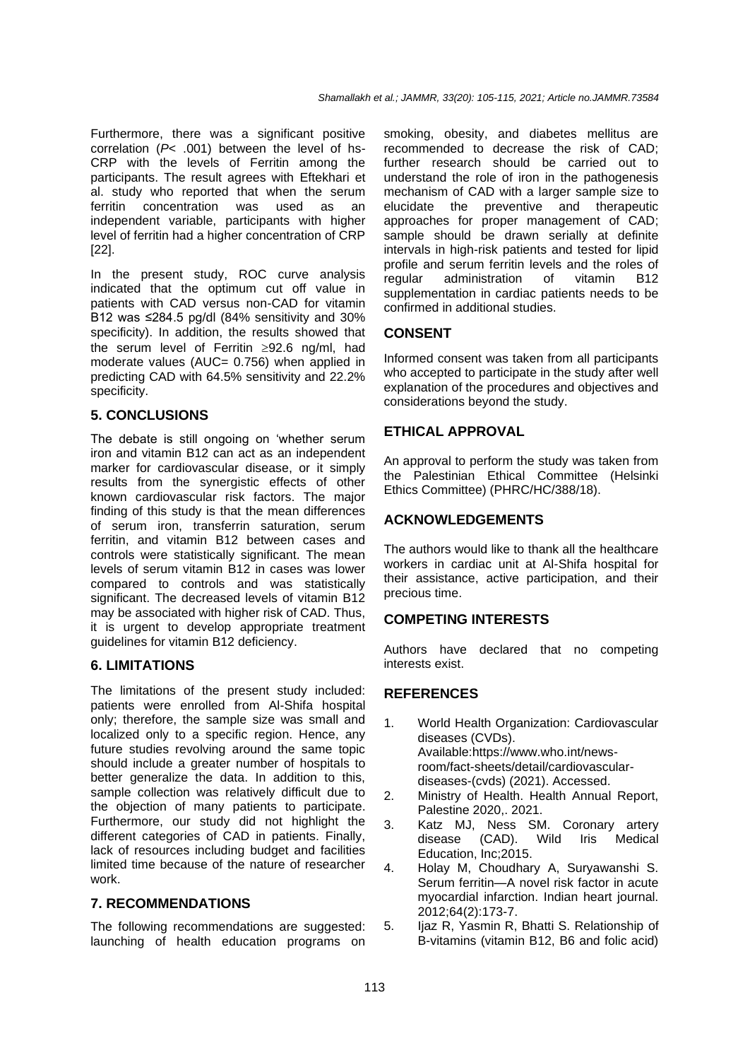Furthermore, there was a significant positive correlation (*P*< .001) between the level of hs-CRP with the levels of Ferritin among the participants. The result agrees with Eftekhari et al. study who reported that when the serum ferritin concentration was used as an independent variable, participants with higher level of ferritin had a higher concentration of CRP [22].

In the present study, ROC curve analysis indicated that the optimum cut off value in patients with CAD versus non-CAD for vitamin B12 was ≤284.5 pg/dl (84% sensitivity and 30% specificity). In addition, the results showed that the serum level of Ferritin ≥92.6 ng/ml, had moderate values (AUC= 0.756) when applied in predicting CAD with 64.5% sensitivity and 22.2% specificity.

## 5. CONCLUSIONS

The debate is still ongoing on 'whether serum iron and vitamin B12 can act as an independent marker for cardiovascular disease, or it simply results from the synergistic effects of other known cardiovascular risk factors. The major finding of this study is that the mean differences of serum iron, transferrin saturation, serum ferritin, and vitamin B12 between cases and controls were statistically significant. The mean levels of serum vitamin B12 in cases was lower compared to controls and was statistically significant. The decreased levels of vitamin B12 may be associated with higher risk of CAD. Thus, it is urgent to develop appropriate treatment guidelines for vitamin B12 deficiency.

## 6. LIMITATIONS

The limitations of the present study included: patients were enrolled from Al-Shifa hospital only; therefore, the sample size was small and localized only to a specific region. Hence, any future studies revolving around the same topic should include a greater number of hospitals to better generalize the data. In addition to this, sample collection was relatively difficult due to the objection of many patients to participate. Furthermore, our study did not highlight the different categories of CAD in patients. Finally, lack of resources including budget and facilities limited time because of the nature of researcher work.

## 7. RECOMMENDATIONS

The following recommendations are suggested: launching of health education programs on smoking, obesity, and diabetes mellitus are recommended to decrease the risk of CAD; further research should be carried out to understand the role of iron in the pathogenesis mechanism of CAD with a larger sample size to elucidate the preventive and therapeutic approaches for proper management of CAD; sample should be drawn serially at definite intervals in high-risk patients and tested for lipid profile and serum ferritin levels and the roles of regular administration of vitamin B12 supplementation in cardiac patients needs to be confirmed in additional studies.

## CONSENT

Informed consent was taken from all participants who accepted to participate in the study after well explanation of the procedures and objectives and considerations beyond the study.

## ETHICAL APPROVAL

An approval to perform the study was taken from the Palestinian Ethical Committee (Helsinki Ethics Committee) (PHRC/HC/388/18).

## ACKNOWLEDGEMENTS

The authors would like to thank all the healthcare workers in cardiac unit at Al-Shifa hospital for their assistance, active participation, and their precious time.

## COMPETING INTERESTS

Authors have declared that no competing interests exist.

## REFERENCES

1. World Health Organization: Cardiovascular diseases (CVDs). Available:https://www.who.int/news-room/fact-sheets/detail/cardiovascular-diseases-(cvds) (2021). Accessed.
2. Ministry of Health. Health Annual Report, Palestine 2020,. 2021.
3. Katz MJ, Ness SM. Coronary artery disease (CAD). Wild Iris Medical Education, Inc;2015.
4. Holay M, Choudhary A, Suryawanshi S. Serum ferritin—A novel risk factor in acute myocardial infarction. Indian heart journal. 2012;64(2):173-7.
5. Ijaz R, Yasmin R, Bhatti S. Relationship of B-vitamins (vitamin B12, B6 and folic acid)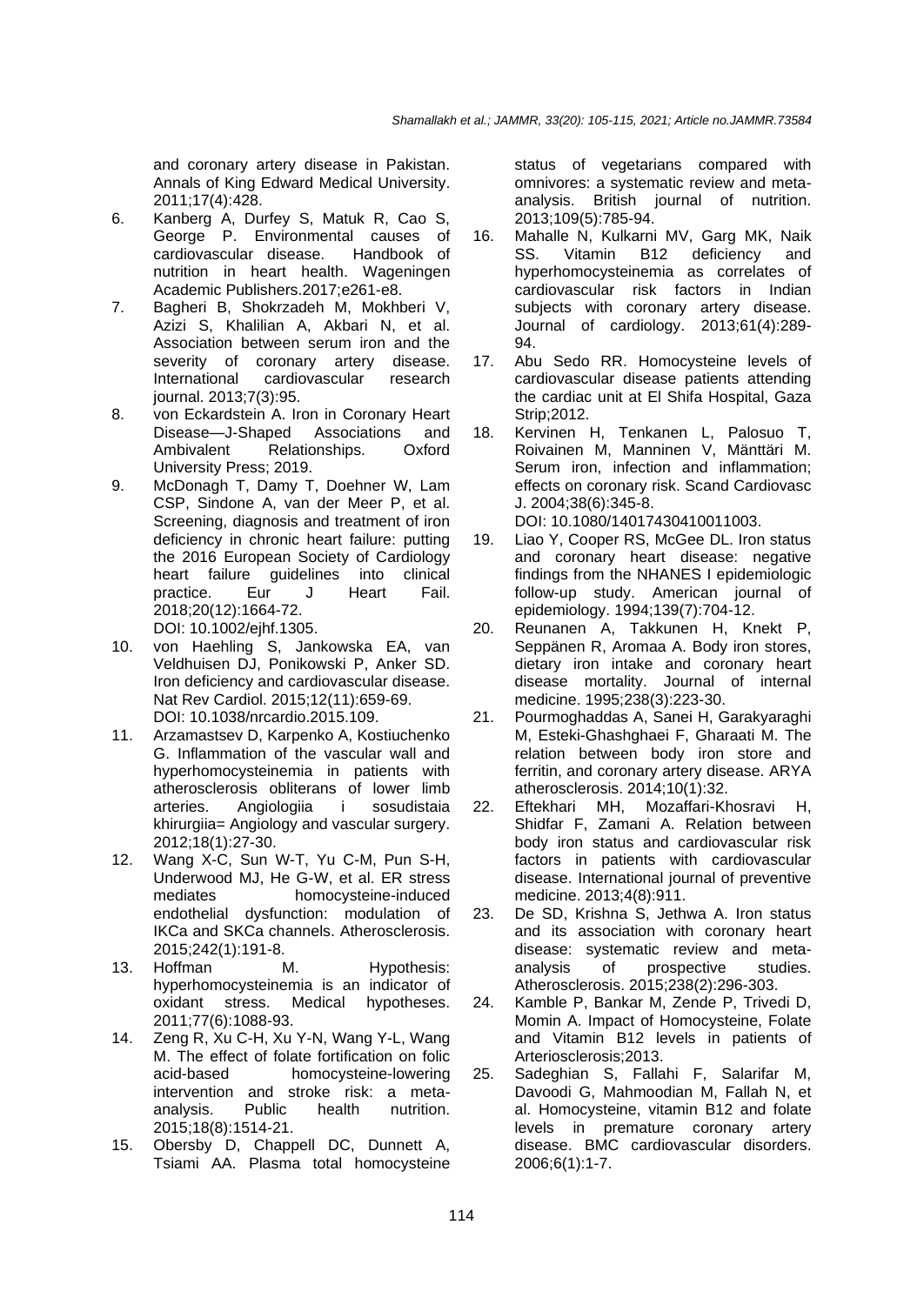and coronary artery disease in Pakistan. Annals of King Edward Medical University. 2011;17(4):428.

6. Kanberg A, Durfey S, Matuk R, Cao S, George P. Environmental causes of cardiovascular disease. Handbook of nutrition in heart health. Wageningen Academic Publishers.2017;e261-e8.
7. Bagheri B, Shokrzadeh M, Mokhberi V, Azizi S, Khalilian A, Akbari N, et al. Association between serum iron and the severity of coronary artery disease. International cardiovascular research journal. 2013;7(3):95.
8. von Eckardstein A. Iron in Coronary Heart Disease—J-Shaped Associations and Ambivalent Relationships. Oxford University Press; 2019.
9. McDonagh T, Damy T, Doehner W, Lam CSP, Sindone A, van der Meer P, et al. Screening, diagnosis and treatment of iron deficiency in chronic heart failure: putting the 2016 European Society of Cardiology heart failure guidelines into clinical practice. Eur J Heart Fail. 2018;20(12):1664-72.
   DOI: 10.1002/ejhf.1305.
10. von Haehling S, Jankowska EA, van Veldhuisen DJ, Ponikowski P, Anker SD. Iron deficiency and cardiovascular disease. Nat Rev Cardiol. 2015;12(11):659-69.
    DOI: 10.1038/nrcardio.2015.109.
11. Arzamastsev D, Karpenko A, Kostiuchenko G. Inflammation of the vascular wall and hyperhomocysteinemia in patients with atherosclerosis obliterans of lower limb arteries. Angiologiia i sosudistaia khirurgiia= Angiology and vascular surgery. 2012;18(1):27-30.
12. Wang X-C, Sun W-T, Yu C-M, Pun S-H, Underwood MJ, He G-W, et al. ER stress mediates homocysteine-induced endothelial dysfunction: modulation of IKCa and SKCa channels. Atherosclerosis. 2015;242(1):191-8.
13. Hoffman M. Hypothesis: hyperhomocysteinemia is an indicator of oxidant stress. Medical hypotheses. 2011;77(6):1088-93.
14. Zeng R, Xu C-H, Xu Y-N, Wang Y-L, Wang M. The effect of folate fortification on folic acid-based homocysteine-lowering intervention and stroke risk: a meta-analysis. Public health nutrition. 2015;18(8):1514-21.
15. Obersby D, Chappell DC, Dunnett A, Tsiami AA. Plasma total homocysteine status of vegetarians compared with omnivores: a systematic review and meta-analysis. British journal of nutrition. 2013;109(5):785-94.
16. Mahalle N, Kulkarni MV, Garg MK, Naik SS. Vitamin B12 deficiency and hyperhomocysteinemia as correlates of cardiovascular risk factors in Indian subjects with coronary artery disease. Journal of cardiology. 2013;61(4):289-94.
17. Abu Sedo RR. Homocysteine levels of cardiovascular disease patients attending the cardiac unit at El Shifa Hospital, Gaza Strip;2012.
18. Kervinen H, Tenkanen L, Palosuo T, Roivainen M, Manninen V, Mänttäri M. Serum iron, infection and inflammation; effects on coronary risk. Scand Cardiovasc J. 2004;38(6):345-8.
    DOI: 10.1080/14017430410011003.
19. Liao Y, Cooper RS, McGee DL. Iron status and coronary heart disease: negative findings from the NHANES I epidemiologic follow-up study. American journal of epidemiology. 1994;139(7):704-12.
20. Reunanen A, Takkunen H, Knekt P, Seppänen R, Aromaa A. Body iron stores, dietary iron intake and coronary heart disease mortality. Journal of internal medicine. 1995;238(3):223-30.
21. Pourmoghaddas A, Sanei H, Garakyaraghi M, Esteki-Ghashghaei F, Gharaati M. The relation between body iron store and ferritin, and coronary artery disease. ARYA atherosclerosis. 2014;10(1):32.
22. Eftekhari MH, Mozaffari-Khosravi H, Shidfar F, Zamani A. Relation between body iron status and cardiovascular risk factors in patients with cardiovascular disease. International journal of preventive medicine. 2013;4(8):911.
23. De SD, Krishna S, Jethwa A. Iron status and its association with coronary heart disease: systematic review and meta-analysis of prospective studies. Atherosclerosis. 2015;238(2):296-303.
24. Kamble P, Bankar M, Zende P, Trivedi D, Momin A. Impact of Homocysteine, Folate and Vitamin B12 levels in patients of Arteriosclerosis;2013.
25. Sadeghian S, Fallahi F, Salarifar M, Davoodi G, Mahmoodian M, Fallah N, et al. Homocysteine, vitamin B12 and folate levels in premature coronary artery disease. BMC cardiovascular disorders. 2006;6(1):1-7.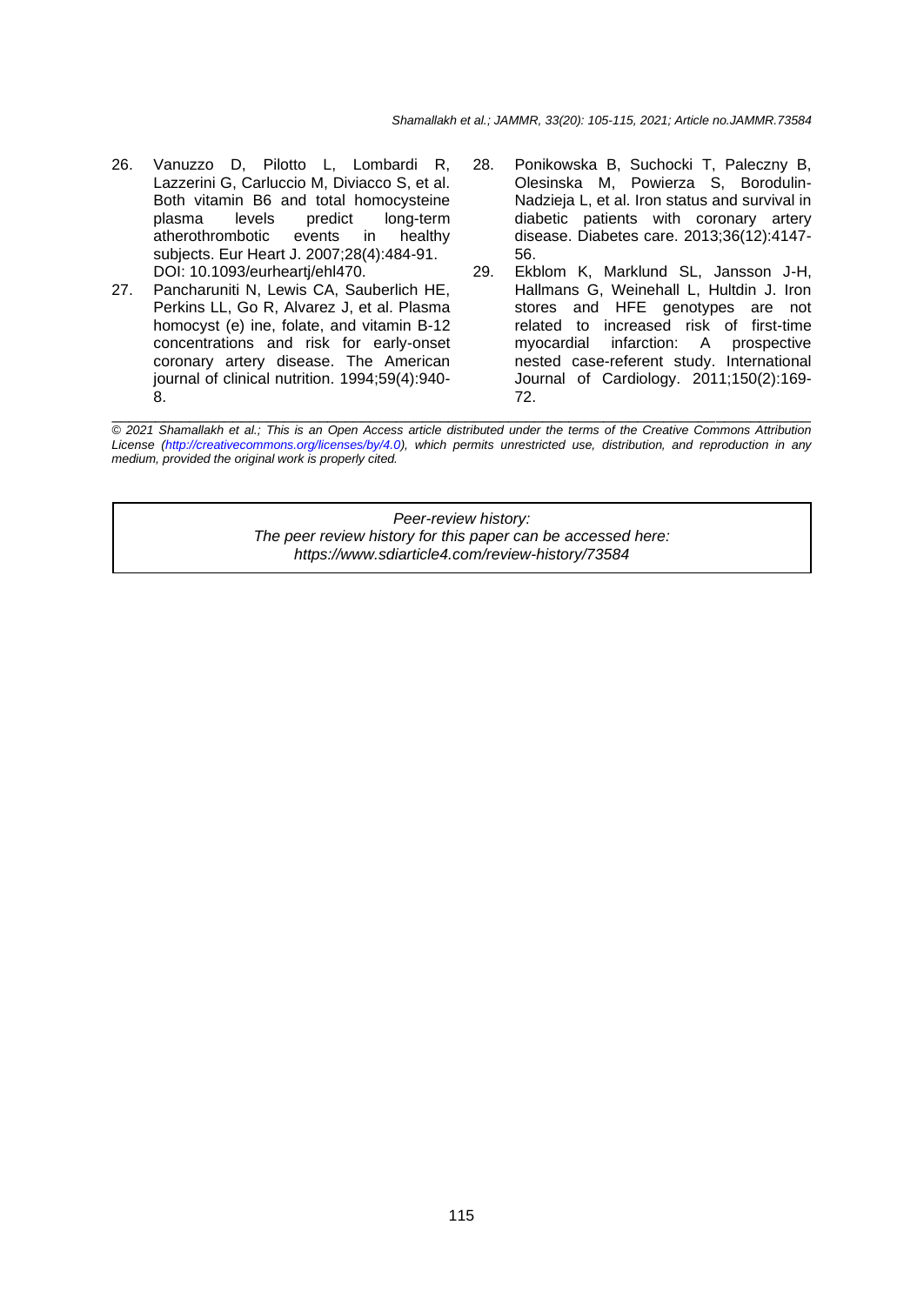26. Vanuzzo D, Pilotto L, Lombardi R, Lazzerini G, Carluccio M, Diviacco S, et al. Both vitamin B6 and total homocysteine plasma levels predict long-term atherothrombotic events in healthy subjects. Eur Heart J. 2007;28(4):484-91. DOI: 10.1093/eurheartj/ehl470.
27. Pancharuniti N, Lewis CA, Sauberlich HE, Perkins LL, Go R, Alvarez J, et al. Plasma homocyst (e) ine, folate, and vitamin B-12 concentrations and risk for early-onset coronary artery disease. The American journal of clinical nutrition. 1994;59(4):940-8.
28. Ponikowska B, Suchocki T, Paleczny B, Olesinska M, Powierza S, Borodulin-Nadzieja L, et al. Iron status and survival in diabetic patients with coronary artery disease. Diabetes care. 2013;36(12):4147-56.
29. Ekblom K, Marklund SL, Jansson J-H, Hallmans G, Weinehall L, Hultdin J. Iron stores and HFE genotypes are not related to increased risk of first-time myocardial infarction: A prospective nested case-referent study. International Journal of Cardiology. 2011;150(2):169-72.

---

*© 2021 Shamallakh et al.; This is an Open Access article distributed under the terms of the Creative Commons Attribution License (http://creativecommons.org/licenses/by/4.0), which permits unrestricted use, distribution, and reproduction in any medium, provided the original work is properly cited.*

*Peer-review history:*
*The peer review history for this paper can be accessed here:*
*https://www.sdiarticle4.com/review-history/73584*